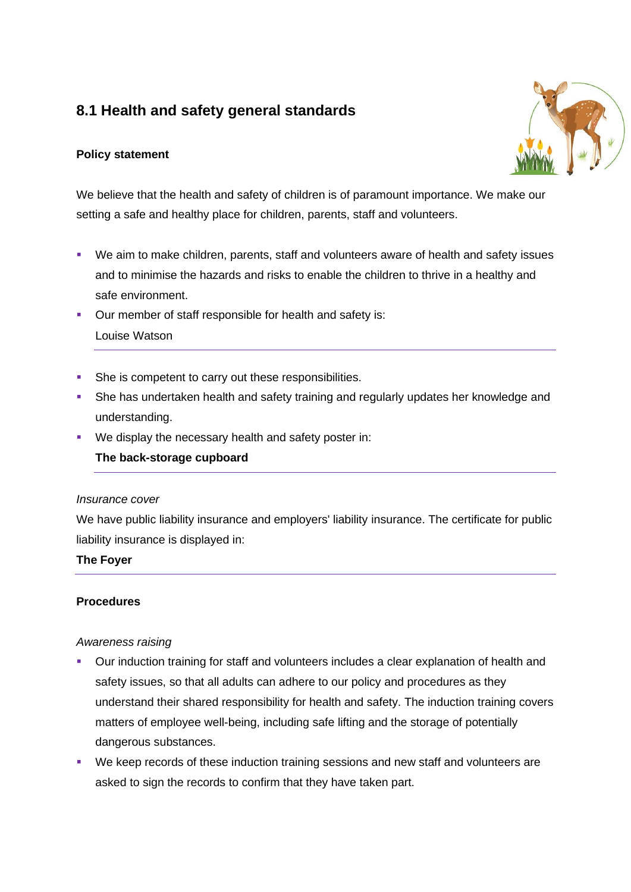## 8.1 Health and safety general standards

**Policy statement**

We believe that the health and safety of children is of paramount importance. We make our setting a safe and healthy place for children, parents, staff and volunteers.

- We aim to make children, parents, staff and volunteers aware of health and safety issues and to minimise the hazards and risks to enable the children to thrive in a healthy and safe environment.
- Our member of staff responsible for health and safety is:
  Louise Watson
- She is competent to carry out these responsibilities.
- She has undertaken health and safety training and regularly updates her knowledge and understanding.
- We display the necessary health and safety poster in:
  **The back-storage cupboard**

*Insurance cover*

We have public liability insurance and employers' liability insurance. The certificate for public liability insurance is displayed in:

**The Foyer**

**Procedures**

*Awareness raising*

- Our induction training for staff and volunteers includes a clear explanation of health and safety issues, so that all adults can adhere to our policy and procedures as they understand their shared responsibility for health and safety. The induction training covers matters of employee well-being, including safe lifting and the storage of potentially dangerous substances.
- We keep records of these induction training sessions and new staff and volunteers are asked to sign the records to confirm that they have taken part.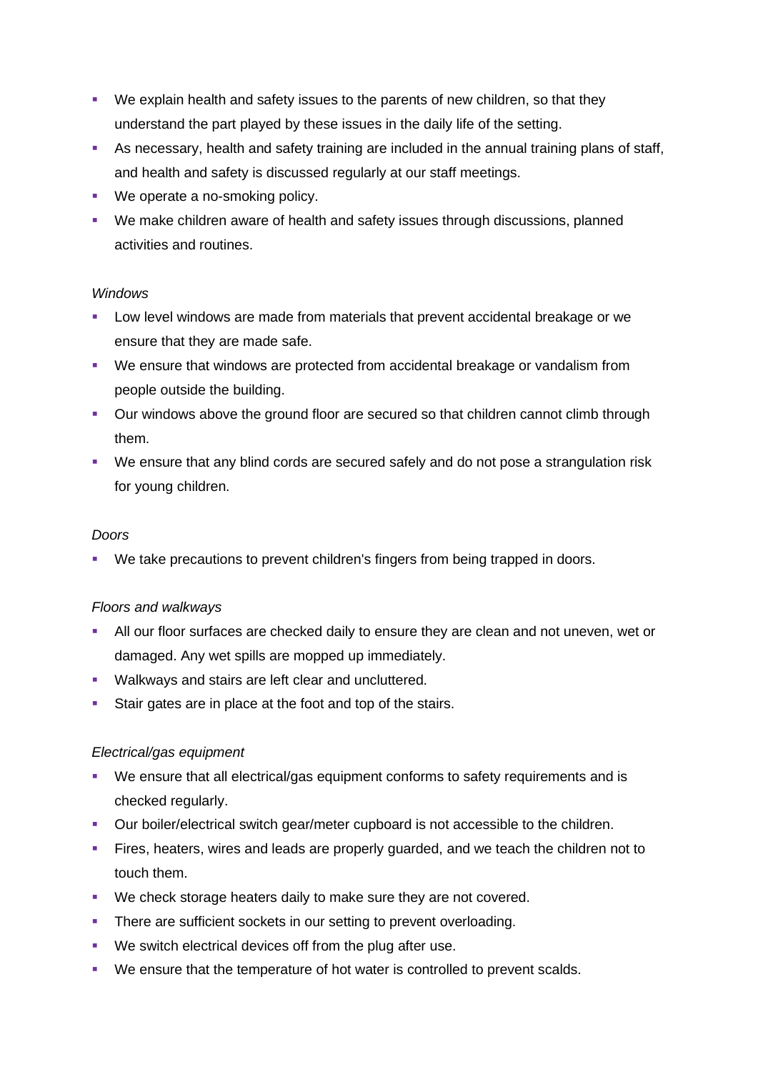- We explain health and safety issues to the parents of new children, so that they understand the part played by these issues in the daily life of the setting.
- As necessary, health and safety training are included in the annual training plans of staff, and health and safety is discussed regularly at our staff meetings.
- We operate a no-smoking policy.
- We make children aware of health and safety issues through discussions, planned activities and routines.

*Windows*

- Low level windows are made from materials that prevent accidental breakage or we ensure that they are made safe.
- We ensure that windows are protected from accidental breakage or vandalism from people outside the building.
- Our windows above the ground floor are secured so that children cannot climb through them.
- We ensure that any blind cords are secured safely and do not pose a strangulation risk for young children.

*Doors*

- We take precautions to prevent children's fingers from being trapped in doors.

*Floors and walkways*

- All our floor surfaces are checked daily to ensure they are clean and not uneven, wet or damaged. Any wet spills are mopped up immediately.
- Walkways and stairs are left clear and uncluttered.
- Stair gates are in place at the foot and top of the stairs.

*Electrical/gas equipment*

- We ensure that all electrical/gas equipment conforms to safety requirements and is checked regularly.
- Our boiler/electrical switch gear/meter cupboard is not accessible to the children.
- Fires, heaters, wires and leads are properly guarded, and we teach the children not to touch them.
- We check storage heaters daily to make sure they are not covered.
- There are sufficient sockets in our setting to prevent overloading.
- We switch electrical devices off from the plug after use.
- We ensure that the temperature of hot water is controlled to prevent scalds.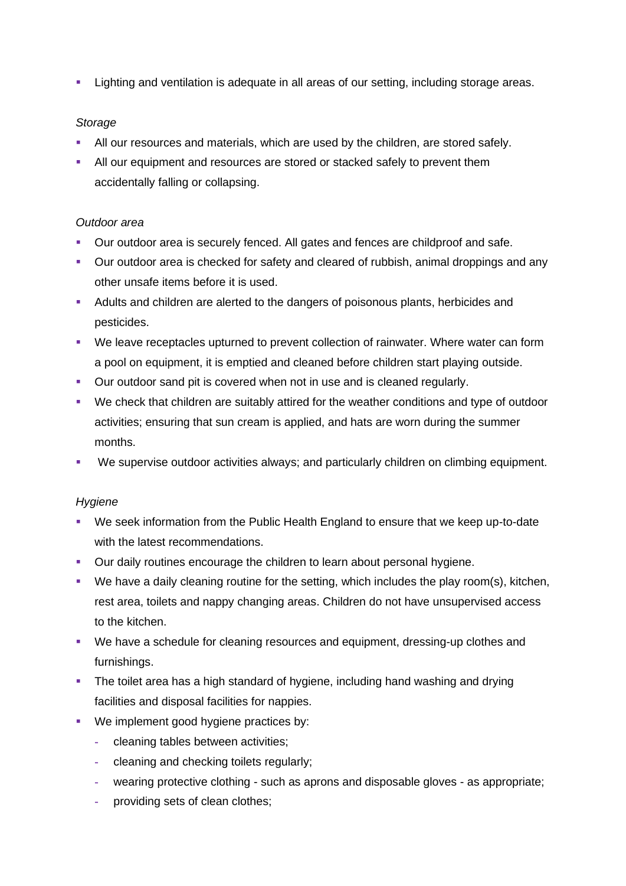- Lighting and ventilation is adequate in all areas of our setting, including storage areas.

*Storage*

- All our resources and materials, which are used by the children, are stored safely.
- All our equipment and resources are stored or stacked safely to prevent them accidentally falling or collapsing.

*Outdoor area*

- Our outdoor area is securely fenced. All gates and fences are childproof and safe.
- Our outdoor area is checked for safety and cleared of rubbish, animal droppings and any other unsafe items before it is used.
- Adults and children are alerted to the dangers of poisonous plants, herbicides and pesticides.
- We leave receptacles upturned to prevent collection of rainwater. Where water can form a pool on equipment, it is emptied and cleaned before children start playing outside.
- Our outdoor sand pit is covered when not in use and is cleaned regularly.
- We check that children are suitably attired for the weather conditions and type of outdoor activities; ensuring that sun cream is applied, and hats are worn during the summer months.
- We supervise outdoor activities always; and particularly children on climbing equipment.

*Hygiene*

- We seek information from the Public Health England to ensure that we keep up-to-date with the latest recommendations.
- Our daily routines encourage the children to learn about personal hygiene.
- We have a daily cleaning routine for the setting, which includes the play room(s), kitchen, rest area, toilets and nappy changing areas. Children do not have unsupervised access to the kitchen.
- We have a schedule for cleaning resources and equipment, dressing-up clothes and furnishings.
- The toilet area has a high standard of hygiene, including hand washing and drying facilities and disposal facilities for nappies.
- We implement good hygiene practices by:
  - cleaning tables between activities;
  - cleaning and checking toilets regularly;
  - wearing protective clothing - such as aprons and disposable gloves - as appropriate;
  - providing sets of clean clothes;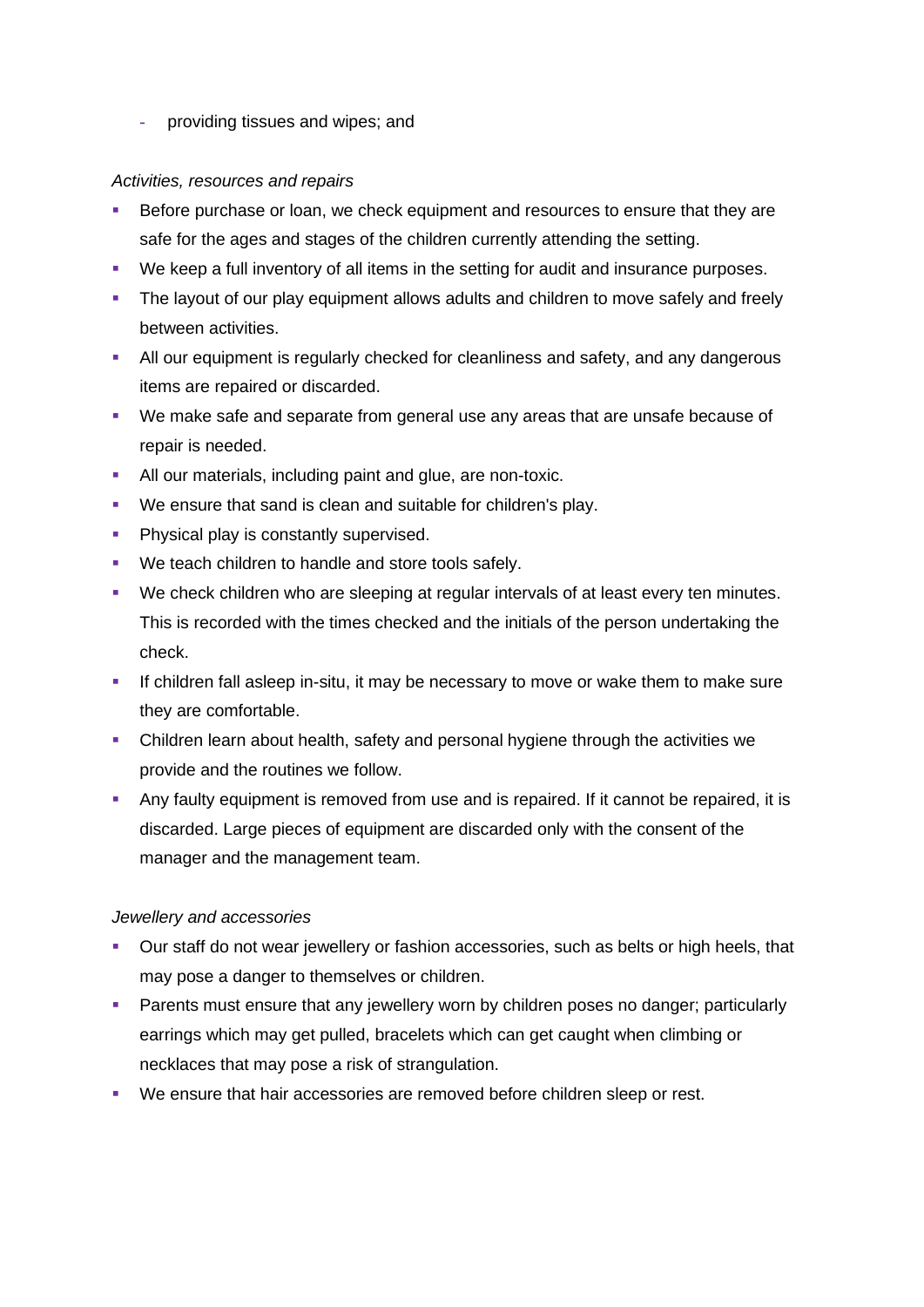- providing tissues and wipes; and

*Activities, resources and repairs*

- Before purchase or loan, we check equipment and resources to ensure that they are safe for the ages and stages of the children currently attending the setting.
- We keep a full inventory of all items in the setting for audit and insurance purposes.
- The layout of our play equipment allows adults and children to move safely and freely between activities.
- All our equipment is regularly checked for cleanliness and safety, and any dangerous items are repaired or discarded.
- We make safe and separate from general use any areas that are unsafe because of repair is needed.
- All our materials, including paint and glue, are non-toxic.
- We ensure that sand is clean and suitable for children's play.
- Physical play is constantly supervised.
- We teach children to handle and store tools safely.
- We check children who are sleeping at regular intervals of at least every ten minutes. This is recorded with the times checked and the initials of the person undertaking the check.
- If children fall asleep in-situ, it may be necessary to move or wake them to make sure they are comfortable.
- Children learn about health, safety and personal hygiene through the activities we provide and the routines we follow.
- Any faulty equipment is removed from use and is repaired. If it cannot be repaired, it is discarded. Large pieces of equipment are discarded only with the consent of the manager and the management team.

*Jewellery and accessories*

- Our staff do not wear jewellery or fashion accessories, such as belts or high heels, that may pose a danger to themselves or children.
- Parents must ensure that any jewellery worn by children poses no danger; particularly earrings which may get pulled, bracelets which can get caught when climbing or necklaces that may pose a risk of strangulation.
- We ensure that hair accessories are removed before children sleep or rest.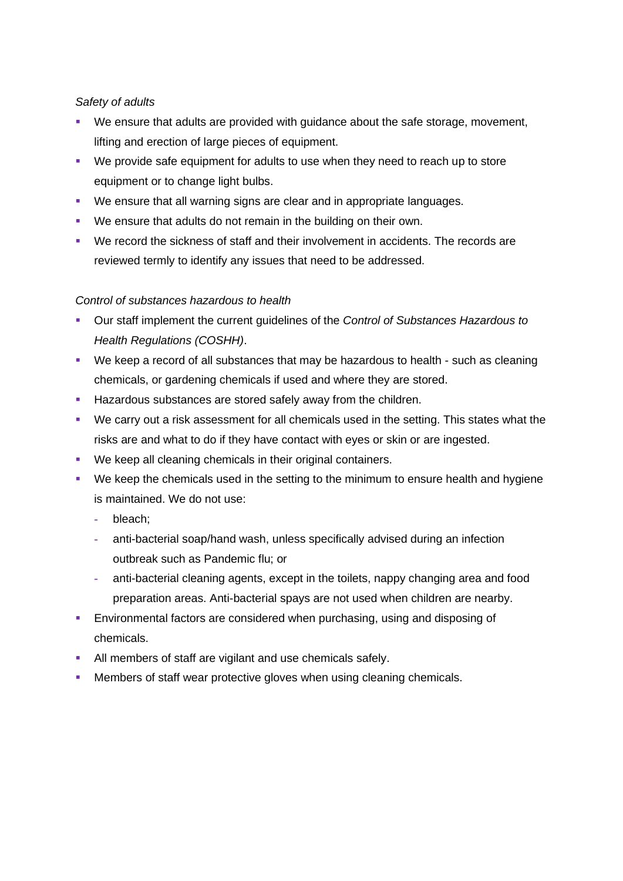*Safety of adults*

- We ensure that adults are provided with guidance about the safe storage, movement, lifting and erection of large pieces of equipment.
- We provide safe equipment for adults to use when they need to reach up to store equipment or to change light bulbs.
- We ensure that all warning signs are clear and in appropriate languages.
- We ensure that adults do not remain in the building on their own.
- We record the sickness of staff and their involvement in accidents. The records are reviewed termly to identify any issues that need to be addressed.

*Control of substances hazardous to health*

- Our staff implement the current guidelines of the *Control of Substances Hazardous to Health Regulations (COSHH)*.
- We keep a record of all substances that may be hazardous to health - such as cleaning chemicals, or gardening chemicals if used and where they are stored.
- Hazardous substances are stored safely away from the children.
- We carry out a risk assessment for all chemicals used in the setting. This states what the risks are and what to do if they have contact with eyes or skin or are ingested.
- We keep all cleaning chemicals in their original containers.
- We keep the chemicals used in the setting to the minimum to ensure health and hygiene is maintained. We do not use:
  - bleach;
  - anti-bacterial soap/hand wash, unless specifically advised during an infection outbreak such as Pandemic flu; or
  - anti-bacterial cleaning agents, except in the toilets, nappy changing area and food preparation areas. Anti-bacterial spays are not used when children are nearby.
- Environmental factors are considered when purchasing, using and disposing of chemicals.
- All members of staff are vigilant and use chemicals safely.
- Members of staff wear protective gloves when using cleaning chemicals.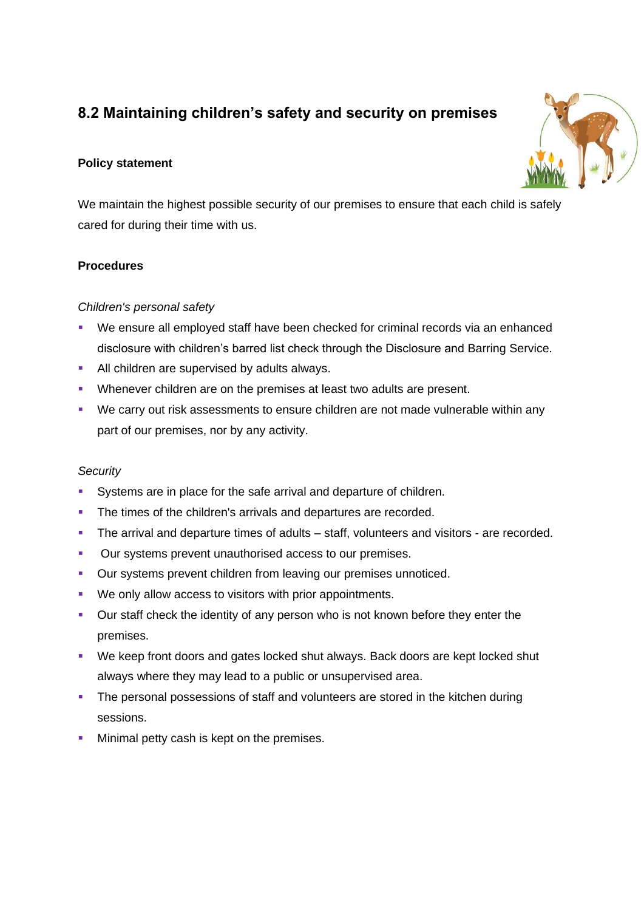## 8.2 Maintaining children's safety and security on premises

**Policy statement**

We maintain the highest possible security of our premises to ensure that each child is safely cared for during their time with us.

**Procedures**

*Children's personal safety*

- We ensure all employed staff have been checked for criminal records via an enhanced disclosure with children's barred list check through the Disclosure and Barring Service.
- All children are supervised by adults always.
- Whenever children are on the premises at least two adults are present.
- We carry out risk assessments to ensure children are not made vulnerable within any part of our premises, nor by any activity.

*Security*

- Systems are in place for the safe arrival and departure of children.
- The times of the children's arrivals and departures are recorded.
- The arrival and departure times of adults – staff, volunteers and visitors - are recorded.
- Our systems prevent unauthorised access to our premises.
- Our systems prevent children from leaving our premises unnoticed.
- We only allow access to visitors with prior appointments.
- Our staff check the identity of any person who is not known before they enter the premises.
- We keep front doors and gates locked shut always. Back doors are kept locked shut always where they may lead to a public or unsupervised area.
- The personal possessions of staff and volunteers are stored in the kitchen during sessions.
- Minimal petty cash is kept on the premises.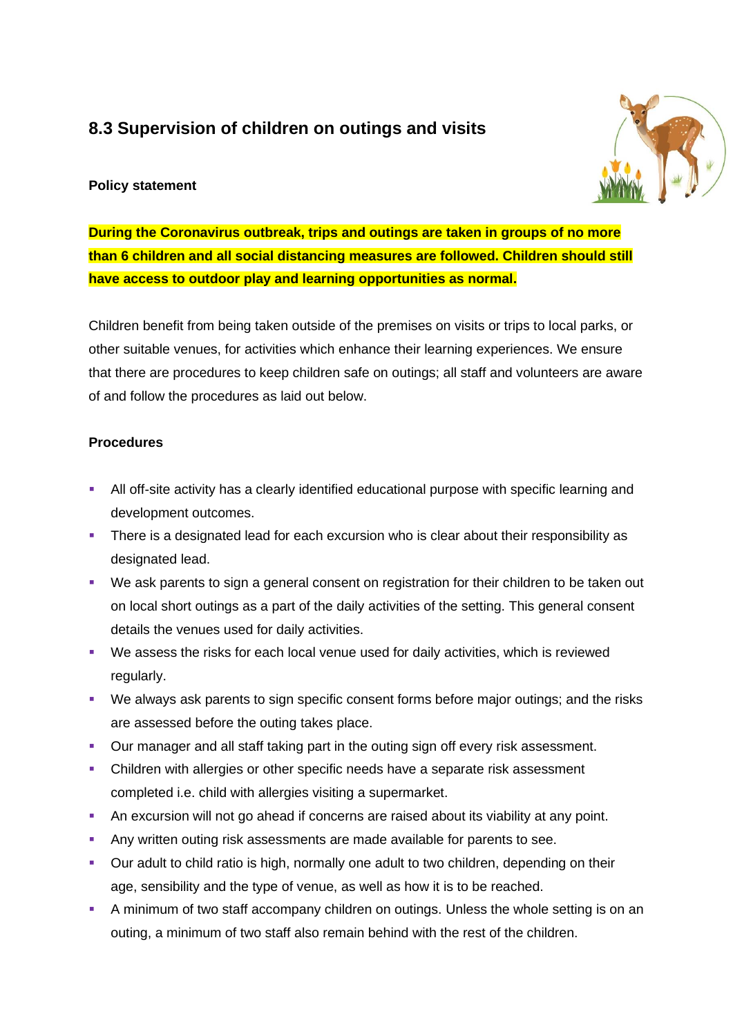## 8.3 Supervision of children on outings and visits

**Policy statement**

**During the Coronavirus outbreak, trips and outings are taken in groups of no more than 6 children and all social distancing measures are followed. Children should still have access to outdoor play and learning opportunities as normal.**

Children benefit from being taken outside of the premises on visits or trips to local parks, or other suitable venues, for activities which enhance their learning experiences. We ensure that there are procedures to keep children safe on outings; all staff and volunteers are aware of and follow the procedures as laid out below.

**Procedures**

- All off-site activity has a clearly identified educational purpose with specific learning and development outcomes.
- There is a designated lead for each excursion who is clear about their responsibility as designated lead.
- We ask parents to sign a general consent on registration for their children to be taken out on local short outings as a part of the daily activities of the setting. This general consent details the venues used for daily activities.
- We assess the risks for each local venue used for daily activities, which is reviewed regularly.
- We always ask parents to sign specific consent forms before major outings; and the risks are assessed before the outing takes place.
- Our manager and all staff taking part in the outing sign off every risk assessment.
- Children with allergies or other specific needs have a separate risk assessment completed i.e. child with allergies visiting a supermarket.
- An excursion will not go ahead if concerns are raised about its viability at any point.
- Any written outing risk assessments are made available for parents to see.
- Our adult to child ratio is high, normally one adult to two children, depending on their age, sensibility and the type of venue, as well as how it is to be reached.
- A minimum of two staff accompany children on outings. Unless the whole setting is on an outing, a minimum of two staff also remain behind with the rest of the children.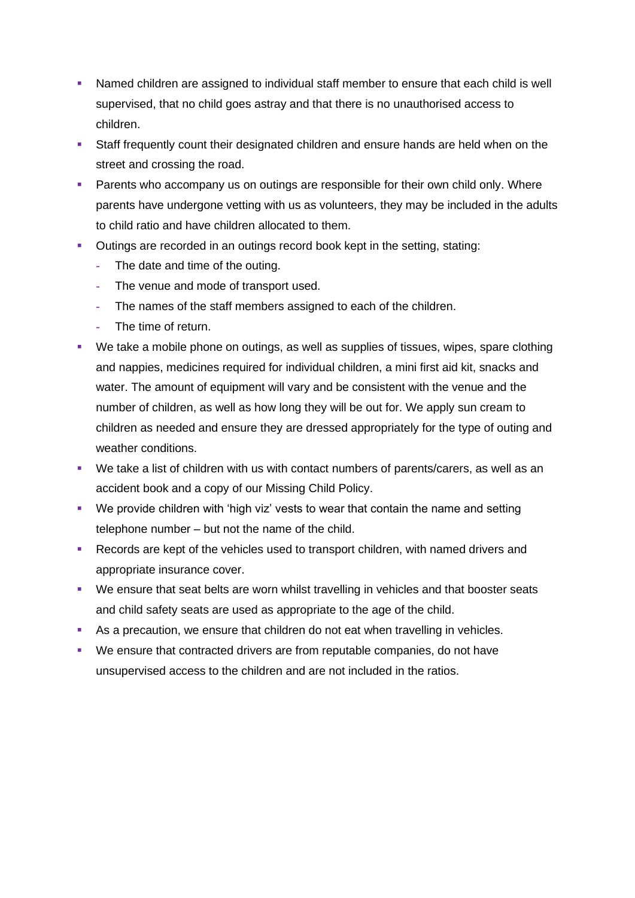- Named children are assigned to individual staff member to ensure that each child is well supervised, that no child goes astray and that there is no unauthorised access to children.
- Staff frequently count their designated children and ensure hands are held when on the street and crossing the road.
- Parents who accompany us on outings are responsible for their own child only. Where parents have undergone vetting with us as volunteers, they may be included in the adults to child ratio and have children allocated to them.
- Outings are recorded in an outings record book kept in the setting, stating:
  - The date and time of the outing.
  - The venue and mode of transport used.
  - The names of the staff members assigned to each of the children.
  - The time of return.
- We take a mobile phone on outings, as well as supplies of tissues, wipes, spare clothing and nappies, medicines required for individual children, a mini first aid kit, snacks and water. The amount of equipment will vary and be consistent with the venue and the number of children, as well as how long they will be out for. We apply sun cream to children as needed and ensure they are dressed appropriately for the type of outing and weather conditions.
- We take a list of children with us with contact numbers of parents/carers, as well as an accident book and a copy of our Missing Child Policy.
- We provide children with 'high viz' vests to wear that contain the name and setting telephone number – but not the name of the child.
- Records are kept of the vehicles used to transport children, with named drivers and appropriate insurance cover.
- We ensure that seat belts are worn whilst travelling in vehicles and that booster seats and child safety seats are used as appropriate to the age of the child.
- As a precaution, we ensure that children do not eat when travelling in vehicles.
- We ensure that contracted drivers are from reputable companies, do not have unsupervised access to the children and are not included in the ratios.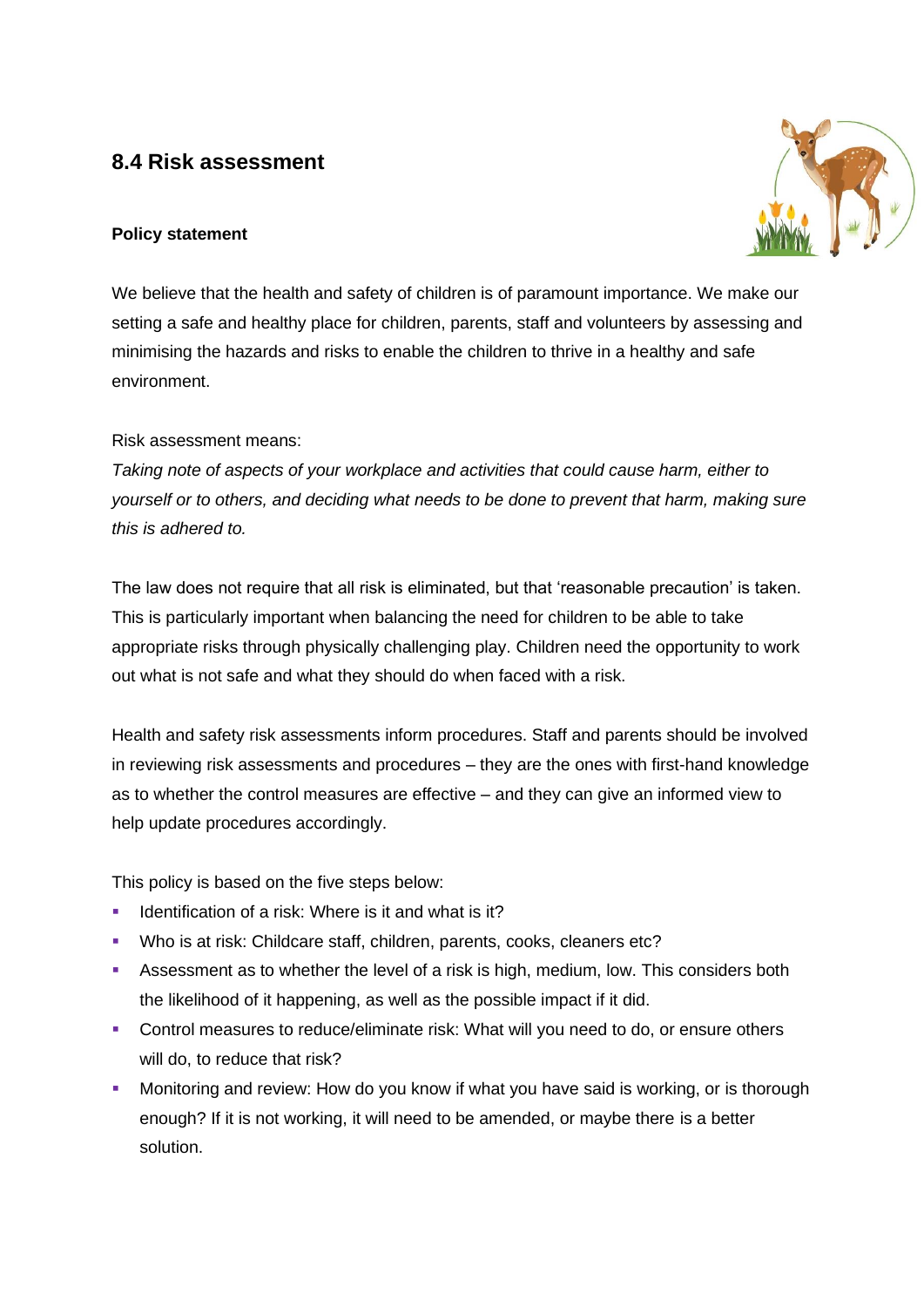## 8.4 Risk assessment

### Policy statement

We believe that the health and safety of children is of paramount importance. We make our setting a safe and healthy place for children, parents, staff and volunteers by assessing and minimising the hazards and risks to enable the children to thrive in a healthy and safe environment.

Risk assessment means:

*Taking note of aspects of your workplace and activities that could cause harm, either to yourself or to others, and deciding what needs to be done to prevent that harm, making sure this is adhered to.*

The law does not require that all risk is eliminated, but that 'reasonable precaution' is taken. This is particularly important when balancing the need for children to be able to take appropriate risks through physically challenging play. Children need the opportunity to work out what is not safe and what they should do when faced with a risk.

Health and safety risk assessments inform procedures. Staff and parents should be involved in reviewing risk assessments and procedures – they are the ones with first-hand knowledge as to whether the control measures are effective – and they can give an informed view to help update procedures accordingly.

This policy is based on the five steps below:

- Identification of a risk: Where is it and what is it?
- Who is at risk: Childcare staff, children, parents, cooks, cleaners etc?
- Assessment as to whether the level of a risk is high, medium, low. This considers both the likelihood of it happening, as well as the possible impact if it did.
- Control measures to reduce/eliminate risk: What will you need to do, or ensure others will do, to reduce that risk?
- Monitoring and review: How do you know if what you have said is working, or is thorough enough? If it is not working, it will need to be amended, or maybe there is a better solution.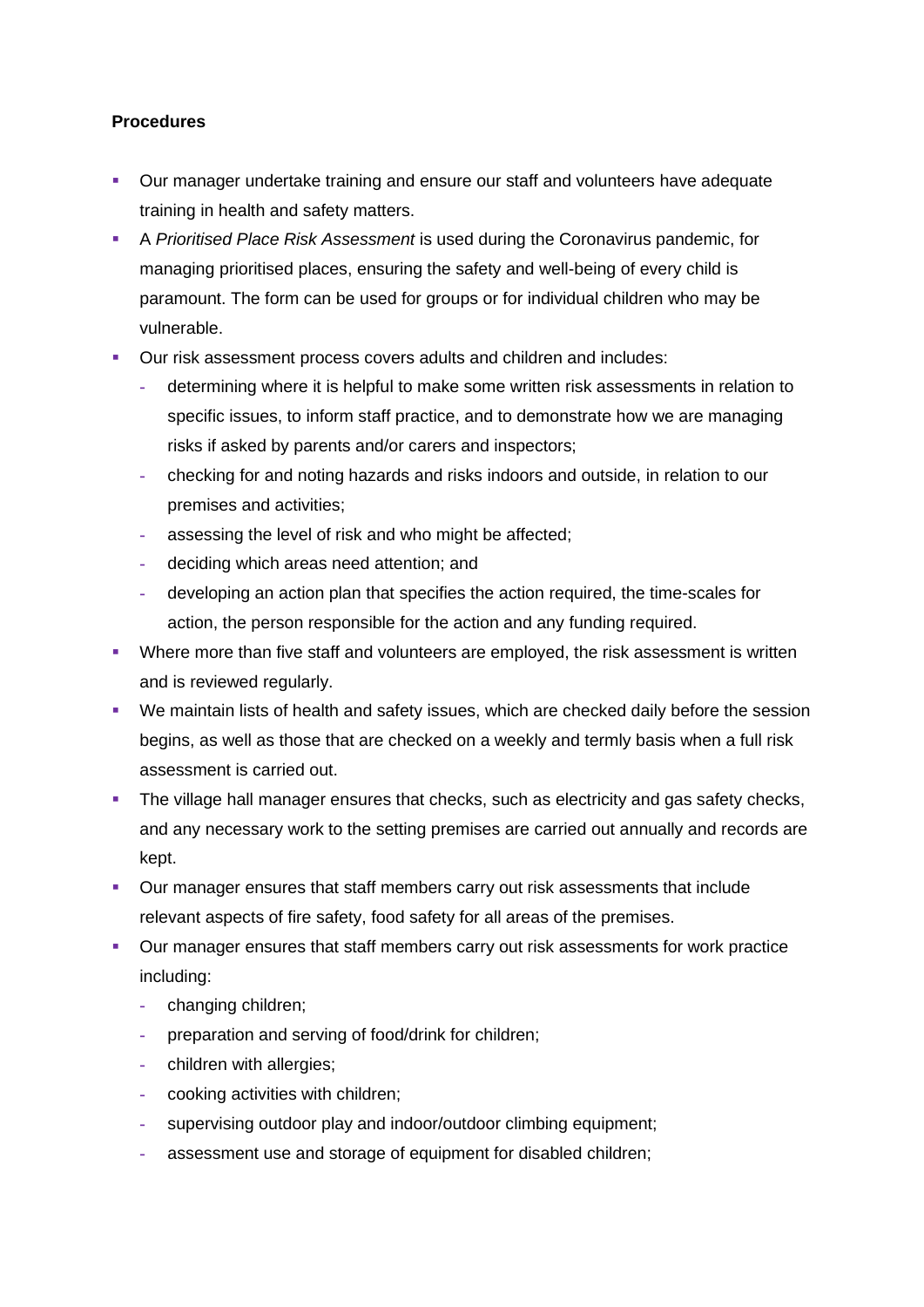**Procedures**

- Our manager undertake training and ensure our staff and volunteers have adequate training in health and safety matters.
- A *Prioritised Place Risk Assessment* is used during the Coronavirus pandemic, for managing prioritised places, ensuring the safety and well-being of every child is paramount. The form can be used for groups or for individual children who may be vulnerable.
- Our risk assessment process covers adults and children and includes:
  - determining where it is helpful to make some written risk assessments in relation to specific issues, to inform staff practice, and to demonstrate how we are managing risks if asked by parents and/or carers and inspectors;
  - checking for and noting hazards and risks indoors and outside, in relation to our premises and activities;
  - assessing the level of risk and who might be affected;
  - deciding which areas need attention; and
  - developing an action plan that specifies the action required, the time-scales for action, the person responsible for the action and any funding required.
- Where more than five staff and volunteers are employed, the risk assessment is written and is reviewed regularly.
- We maintain lists of health and safety issues, which are checked daily before the session begins, as well as those that are checked on a weekly and termly basis when a full risk assessment is carried out.
- The village hall manager ensures that checks, such as electricity and gas safety checks, and any necessary work to the setting premises are carried out annually and records are kept.
- Our manager ensures that staff members carry out risk assessments that include relevant aspects of fire safety, food safety for all areas of the premises.
- Our manager ensures that staff members carry out risk assessments for work practice including:
  - changing children;
  - preparation and serving of food/drink for children;
  - children with allergies;
  - cooking activities with children;
  - supervising outdoor play and indoor/outdoor climbing equipment;
  - assessment use and storage of equipment for disabled children;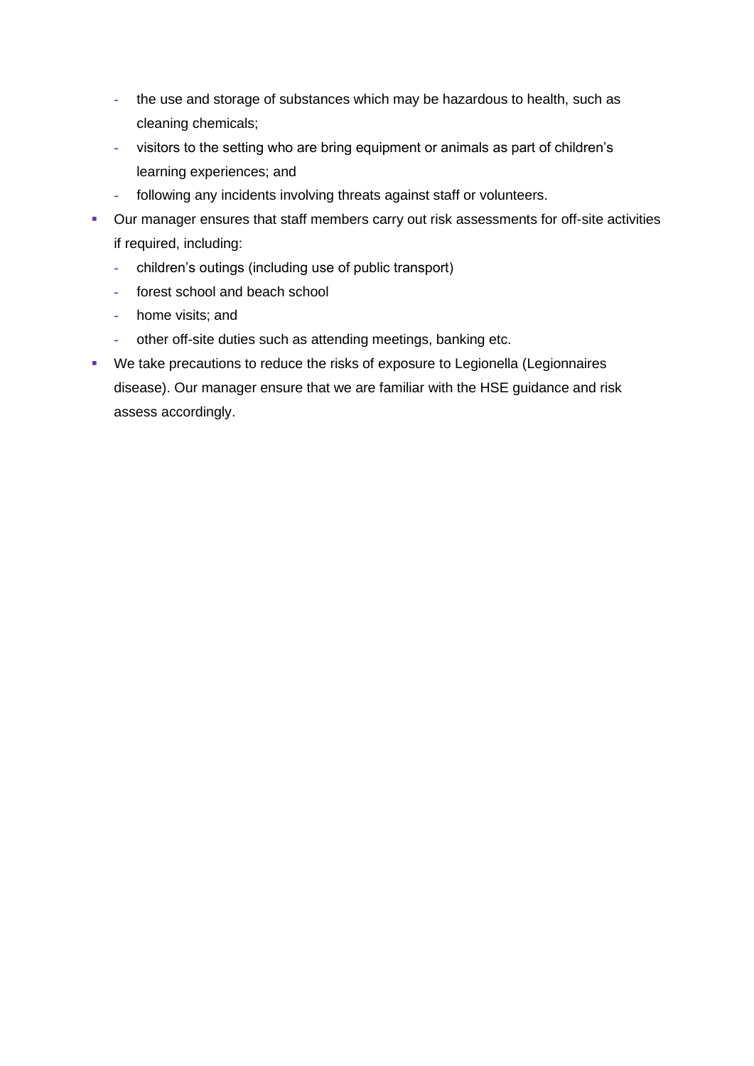- the use and storage of substances which may be hazardous to health, such as cleaning chemicals;
  - visitors to the setting who are bring equipment or animals as part of children's learning experiences; and
  - following any incidents involving threats against staff or volunteers.
- Our manager ensures that staff members carry out risk assessments for off-site activities if required, including:
  - children's outings (including use of public transport)
  - forest school and beach school
  - home visits; and
  - other off-site duties such as attending meetings, banking etc.
- We take precautions to reduce the risks of exposure to Legionella (Legionnaires disease). Our manager ensure that we are familiar with the HSE guidance and risk assess accordingly.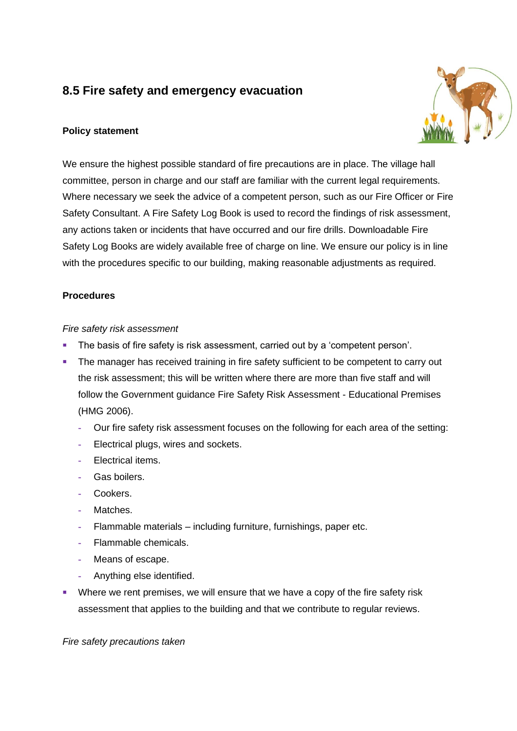## 8.5 Fire safety and emergency evacuation

**Policy statement**

We ensure the highest possible standard of fire precautions are in place. The village hall committee, person in charge and our staff are familiar with the current legal requirements. Where necessary we seek the advice of a competent person, such as our Fire Officer or Fire Safety Consultant. A Fire Safety Log Book is used to record the findings of risk assessment, any actions taken or incidents that have occurred and our fire drills. Downloadable Fire Safety Log Books are widely available free of charge on line. We ensure our policy is in line with the procedures specific to our building, making reasonable adjustments as required.

**Procedures**

*Fire safety risk assessment*

- The basis of fire safety is risk assessment, carried out by a 'competent person'.
- The manager has received training in fire safety sufficient to be competent to carry out the risk assessment; this will be written where there are more than five staff and will follow the Government guidance Fire Safety Risk Assessment - Educational Premises (HMG 2006).
  - Our fire safety risk assessment focuses on the following for each area of the setting:
  - Electrical plugs, wires and sockets.
  - Electrical items.
  - Gas boilers.
  - Cookers.
  - Matches.
  - Flammable materials – including furniture, furnishings, paper etc.
  - Flammable chemicals.
  - Means of escape.
  - Anything else identified.
- Where we rent premises, we will ensure that we have a copy of the fire safety risk assessment that applies to the building and that we contribute to regular reviews.

*Fire safety precautions taken*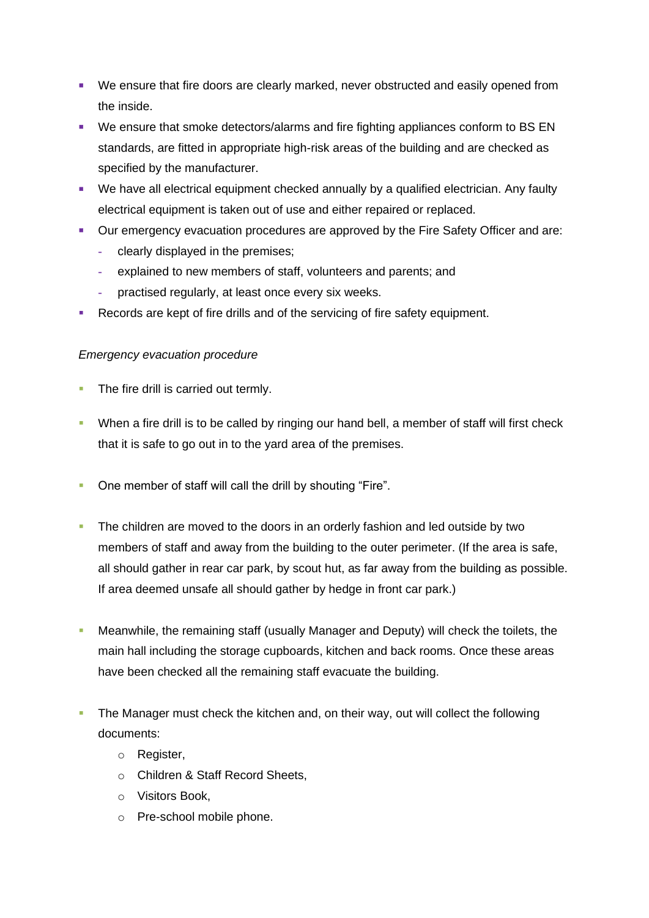- We ensure that fire doors are clearly marked, never obstructed and easily opened from the inside.
- We ensure that smoke detectors/alarms and fire fighting appliances conform to BS EN standards, are fitted in appropriate high-risk areas of the building and are checked as specified by the manufacturer.
- We have all electrical equipment checked annually by a qualified electrician. Any faulty electrical equipment is taken out of use and either repaired or replaced.
- Our emergency evacuation procedures are approved by the Fire Safety Officer and are:
  - clearly displayed in the premises;
  - explained to new members of staff, volunteers and parents; and
  - practised regularly, at least once every six weeks.
- Records are kept of fire drills and of the servicing of fire safety equipment.

*Emergency evacuation procedure*

- The fire drill is carried out termly.
- When a fire drill is to be called by ringing our hand bell, a member of staff will first check that it is safe to go out in to the yard area of the premises.
- One member of staff will call the drill by shouting "Fire".
- The children are moved to the doors in an orderly fashion and led outside by two members of staff and away from the building to the outer perimeter. (If the area is safe, all should gather in rear car park, by scout hut, as far away from the building as possible. If area deemed unsafe all should gather by hedge in front car park.)
- Meanwhile, the remaining staff (usually Manager and Deputy) will check the toilets, the main hall including the storage cupboards, kitchen and back rooms. Once these areas have been checked all the remaining staff evacuate the building.
- The Manager must check the kitchen and, on their way, out will collect the following documents:
  - Register,
  - Children & Staff Record Sheets,
  - Visitors Book,
  - Pre-school mobile phone.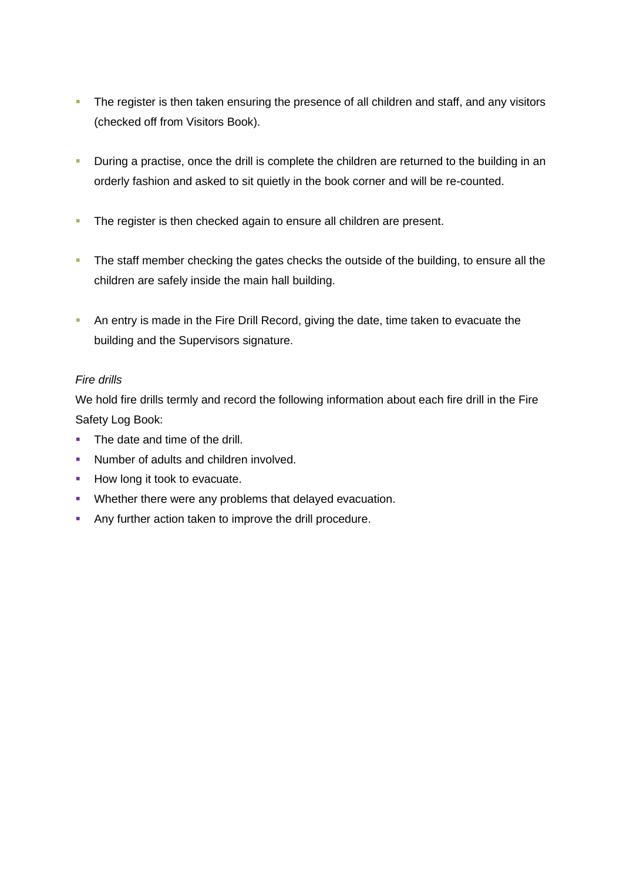- The register is then taken ensuring the presence of all children and staff, and any visitors (checked off from Visitors Book).
- During a practise, once the drill is complete the children are returned to the building in an orderly fashion and asked to sit quietly in the book corner and will be re-counted.
- The register is then checked again to ensure all children are present.
- The staff member checking the gates checks the outside of the building, to ensure all the children are safely inside the main hall building.
- An entry is made in the Fire Drill Record, giving the date, time taken to evacuate the building and the Supervisors signature.

*Fire drills*

We hold fire drills termly and record the following information about each fire drill in the Fire Safety Log Book:

- The date and time of the drill.
- Number of adults and children involved.
- How long it took to evacuate.
- Whether there were any problems that delayed evacuation.
- Any further action taken to improve the drill procedure.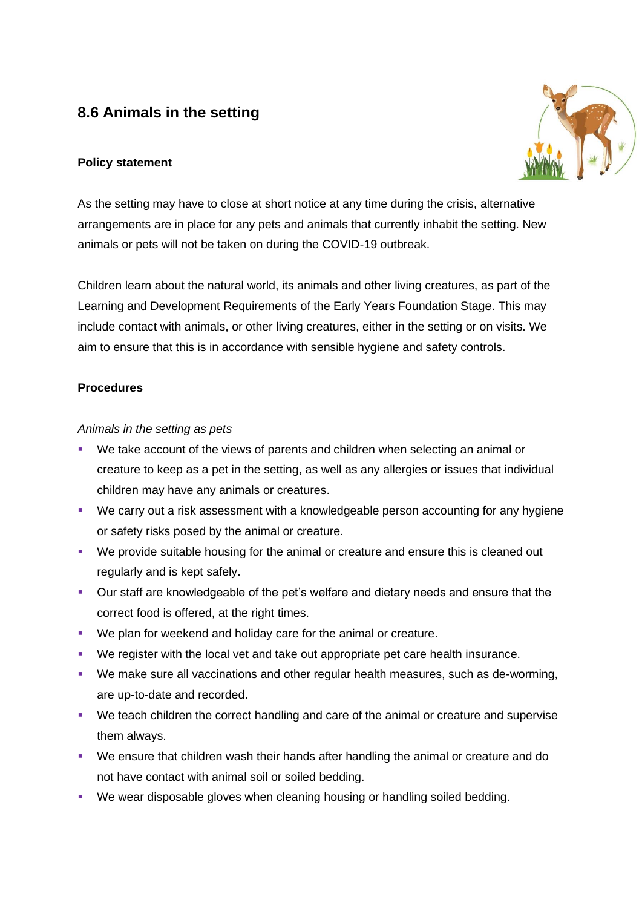## 8.6 Animals in the setting

### Policy statement

As the setting may have to close at short notice at any time during the crisis, alternative arrangements are in place for any pets and animals that currently inhabit the setting. New animals or pets will not be taken on during the COVID-19 outbreak.

Children learn about the natural world, its animals and other living creatures, as part of the Learning and Development Requirements of the Early Years Foundation Stage. This may include contact with animals, or other living creatures, either in the setting or on visits. We aim to ensure that this is in accordance with sensible hygiene and safety controls.

### Procedures

*Animals in the setting as pets*

- We take account of the views of parents and children when selecting an animal or creature to keep as a pet in the setting, as well as any allergies or issues that individual children may have any animals or creatures.
- We carry out a risk assessment with a knowledgeable person accounting for any hygiene or safety risks posed by the animal or creature.
- We provide suitable housing for the animal or creature and ensure this is cleaned out regularly and is kept safely.
- Our staff are knowledgeable of the pet's welfare and dietary needs and ensure that the correct food is offered, at the right times.
- We plan for weekend and holiday care for the animal or creature.
- We register with the local vet and take out appropriate pet care health insurance.
- We make sure all vaccinations and other regular health measures, such as de-worming, are up-to-date and recorded.
- We teach children the correct handling and care of the animal or creature and supervise them always.
- We ensure that children wash their hands after handling the animal or creature and do not have contact with animal soil or soiled bedding.
- We wear disposable gloves when cleaning housing or handling soiled bedding.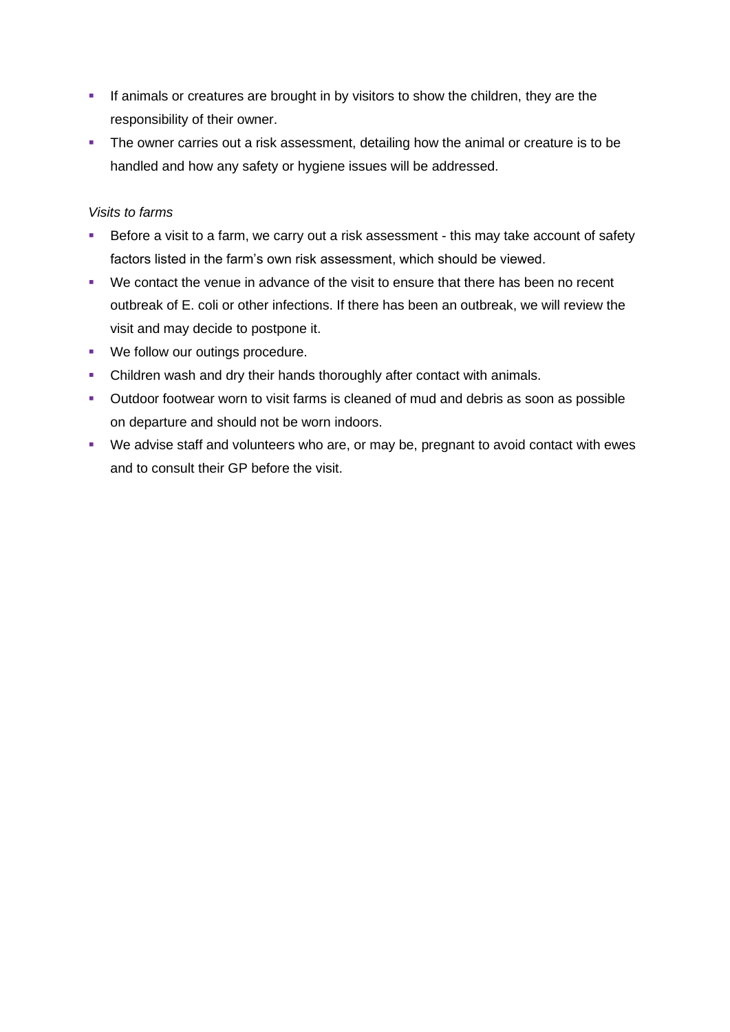- If animals or creatures are brought in by visitors to show the children, they are the responsibility of their owner.
- The owner carries out a risk assessment, detailing how the animal or creature is to be handled and how any safety or hygiene issues will be addressed.

*Visits to farms*

- Before a visit to a farm, we carry out a risk assessment - this may take account of safety factors listed in the farm's own risk assessment, which should be viewed.
- We contact the venue in advance of the visit to ensure that there has been no recent outbreak of E. coli or other infections. If there has been an outbreak, we will review the visit and may decide to postpone it.
- We follow our outings procedure.
- Children wash and dry their hands thoroughly after contact with animals.
- Outdoor footwear worn to visit farms is cleaned of mud and debris as soon as possible on departure and should not be worn indoors.
- We advise staff and volunteers who are, or may be, pregnant to avoid contact with ewes and to consult their GP before the visit.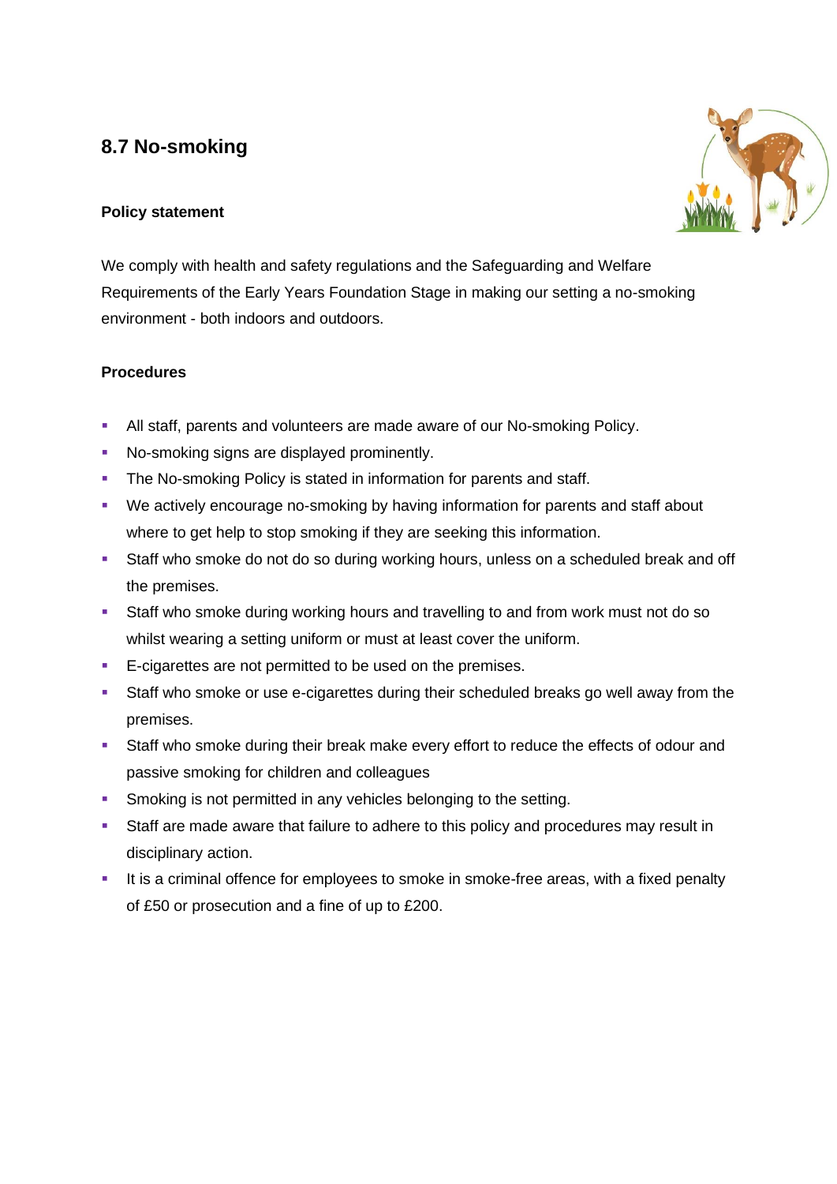## 8.7 No-smoking

**Policy statement**

We comply with health and safety regulations and the Safeguarding and Welfare Requirements of the Early Years Foundation Stage in making our setting a no-smoking environment - both indoors and outdoors.

**Procedures**

- All staff, parents and volunteers are made aware of our No-smoking Policy.
- No-smoking signs are displayed prominently.
- The No-smoking Policy is stated in information for parents and staff.
- We actively encourage no-smoking by having information for parents and staff about where to get help to stop smoking if they are seeking this information.
- Staff who smoke do not do so during working hours, unless on a scheduled break and off the premises.
- Staff who smoke during working hours and travelling to and from work must not do so whilst wearing a setting uniform or must at least cover the uniform.
- E-cigarettes are not permitted to be used on the premises.
- Staff who smoke or use e-cigarettes during their scheduled breaks go well away from the premises.
- Staff who smoke during their break make every effort to reduce the effects of odour and passive smoking for children and colleagues
- Smoking is not permitted in any vehicles belonging to the setting.
- Staff are made aware that failure to adhere to this policy and procedures may result in disciplinary action.
- It is a criminal offence for employees to smoke in smoke-free areas, with a fixed penalty of £50 or prosecution and a fine of up to £200.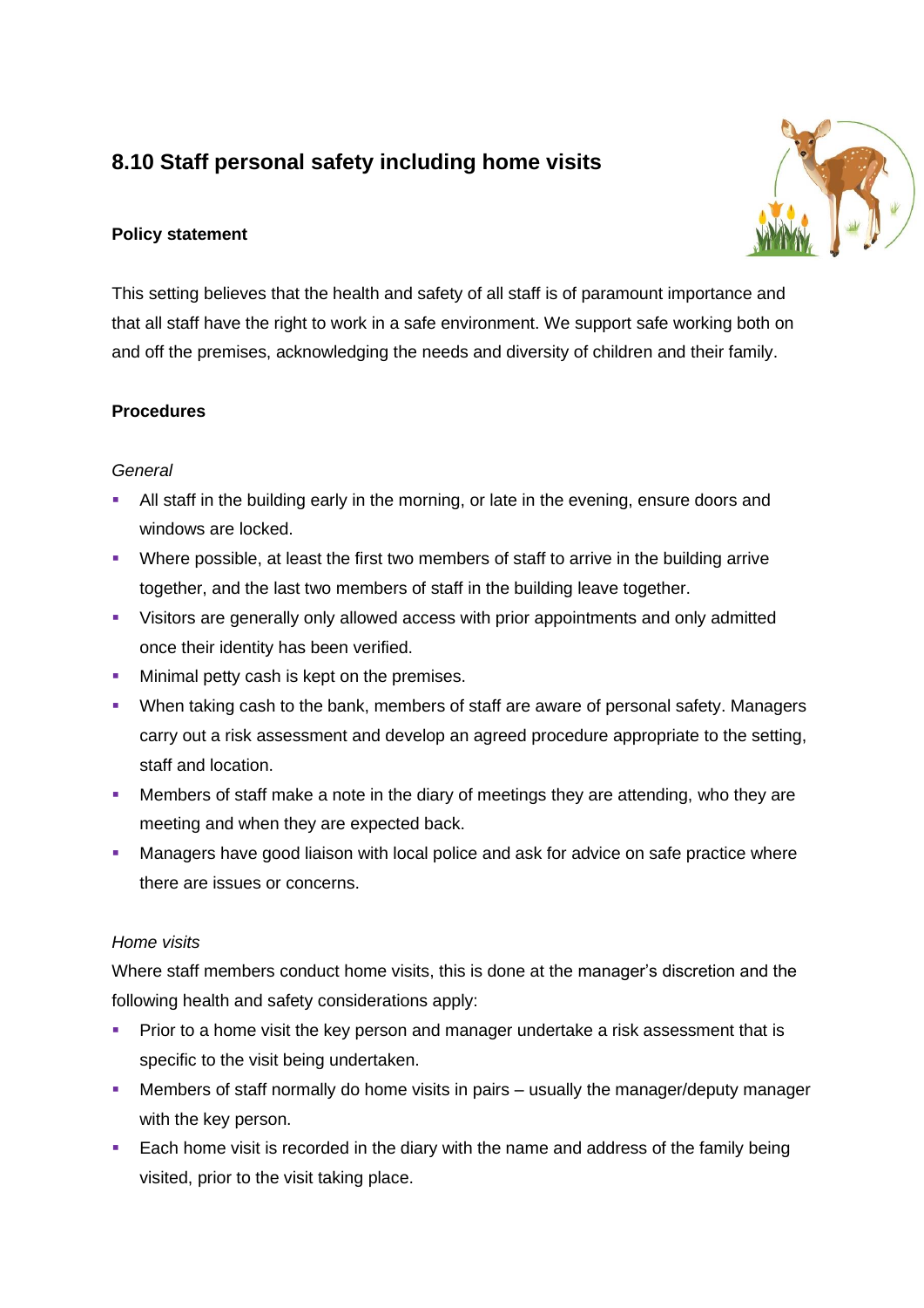## 8.10 Staff personal safety including home visits

**Policy statement**

This setting believes that the health and safety of all staff is of paramount importance and that all staff have the right to work in a safe environment. We support safe working both on and off the premises, acknowledging the needs and diversity of children and their family.

**Procedures**

*General*

- All staff in the building early in the morning, or late in the evening, ensure doors and windows are locked.
- Where possible, at least the first two members of staff to arrive in the building arrive together, and the last two members of staff in the building leave together.
- Visitors are generally only allowed access with prior appointments and only admitted once their identity has been verified.
- Minimal petty cash is kept on the premises.
- When taking cash to the bank, members of staff are aware of personal safety. Managers carry out a risk assessment and develop an agreed procedure appropriate to the setting, staff and location.
- Members of staff make a note in the diary of meetings they are attending, who they are meeting and when they are expected back.
- Managers have good liaison with local police and ask for advice on safe practice where there are issues or concerns.

*Home visits*

Where staff members conduct home visits, this is done at the manager's discretion and the following health and safety considerations apply:

- Prior to a home visit the key person and manager undertake a risk assessment that is specific to the visit being undertaken.
- Members of staff normally do home visits in pairs – usually the manager/deputy manager with the key person.
- Each home visit is recorded in the diary with the name and address of the family being visited, prior to the visit taking place.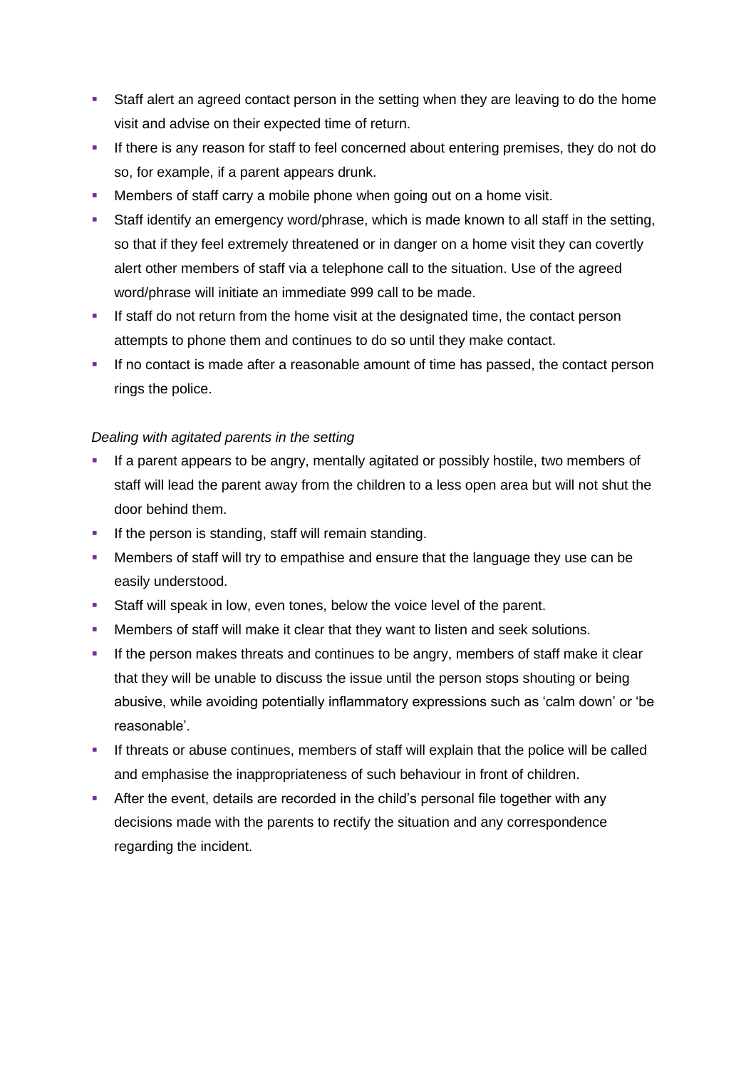- Staff alert an agreed contact person in the setting when they are leaving to do the home visit and advise on their expected time of return.
- If there is any reason for staff to feel concerned about entering premises, they do not do so, for example, if a parent appears drunk.
- Members of staff carry a mobile phone when going out on a home visit.
- Staff identify an emergency word/phrase, which is made known to all staff in the setting, so that if they feel extremely threatened or in danger on a home visit they can covertly alert other members of staff via a telephone call to the situation. Use of the agreed word/phrase will initiate an immediate 999 call to be made.
- If staff do not return from the home visit at the designated time, the contact person attempts to phone them and continues to do so until they make contact.
- If no contact is made after a reasonable amount of time has passed, the contact person rings the police.

*Dealing with agitated parents in the setting*

- If a parent appears to be angry, mentally agitated or possibly hostile, two members of staff will lead the parent away from the children to a less open area but will not shut the door behind them.
- If the person is standing, staff will remain standing.
- Members of staff will try to empathise and ensure that the language they use can be easily understood.
- Staff will speak in low, even tones, below the voice level of the parent.
- Members of staff will make it clear that they want to listen and seek solutions.
- If the person makes threats and continues to be angry, members of staff make it clear that they will be unable to discuss the issue until the person stops shouting or being abusive, while avoiding potentially inflammatory expressions such as 'calm down' or 'be reasonable'.
- If threats or abuse continues, members of staff will explain that the police will be called and emphasise the inappropriateness of such behaviour in front of children.
- After the event, details are recorded in the child's personal file together with any decisions made with the parents to rectify the situation and any correspondence regarding the incident.